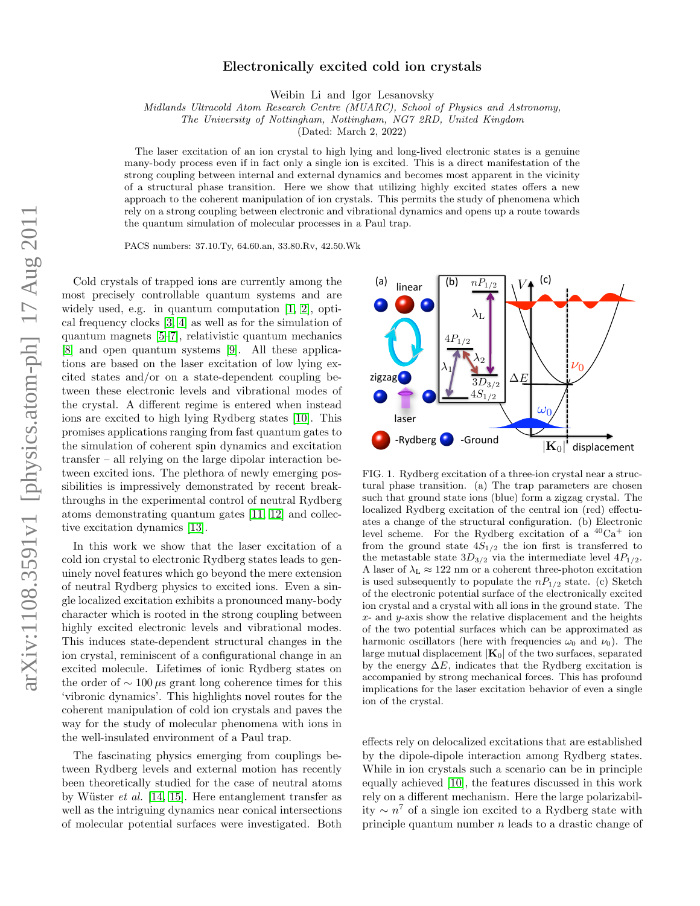# Electronically excited cold ion crystals

Weibin Li and Igor Lesanovsky

*Midlands Ultracold Atom Research Centre (MUARC), School of Physics and Astronomy,*
*The University of Nottingham, Nottingham, NG7 2RD, United Kingdom*

(Dated: March 2, 2022)

The laser excitation of an ion crystal to high lying and long-lived electronic states is a genuine many-body process even if in fact only a single ion is excited. This is a direct manifestation of the strong coupling between internal and external dynamics and becomes most apparent in the vicinity of a structural phase transition. Here we show that utilizing highly excited states offers a new approach to the coherent manipulation of ion crystals. This permits the study of phenomena which rely on a strong coupling between electronic and vibrational dynamics and opens up a route towards the quantum simulation of molecular processes in a Paul trap.

PACS numbers: 37.10.Ty, 64.60.an, 33.80.Rv, 42.50.Wk

Cold crystals of trapped ions are currently among the most precisely controllable quantum systems and are widely used, e.g. in quantum computation [1, 2], optical frequency clocks [3, 4] as well as for the simulation of quantum magnets [5–7], relativistic quantum mechanics [8] and open quantum systems [9]. All these applications are based on the laser excitation of low lying excited states and/or on a state-dependent coupling between these electronic levels and vibrational modes of the crystal. A different regime is entered when instead ions are excited to high lying Rydberg states [10]. This promises applications ranging from fast quantum gates to the simulation of coherent spin dynamics and excitation transfer – all relying on the large dipolar interaction between excited ions. The plethora of newly emerging possibilities is impressively demonstrated by recent breakthroughs in the experimental control of neutral Rydberg atoms demonstrating quantum gates [11, 12] and collective excitation dynamics [13].

In this work we show that the laser excitation of a cold ion crystal to electronic Rydberg states leads to genuinely novel features which go beyond the mere extension of neutral Rydberg physics to excited ions. Even a single localized excitation exhibits a pronounced many-body character which is rooted in the strong coupling between highly excited electronic levels and vibrational modes. This induces state-dependent structural changes in the ion crystal, reminiscent of a configurational change in an excited molecule. Lifetimes of ionic Rydberg states on the order of $\sim 100\,\mu$s grant long coherence times for this 'vibronic dynamics'. This highlights novel routes for the coherent manipulation of cold ion crystals and paves the way for the study of molecular phenomena with ions in the well-insulated environment of a Paul trap.

The fascinating physics emerging from couplings between Rydberg levels and external motion has recently been theoretically studied for the case of neutral atoms by Wüster *et al.* [14, 15]. Here entanglement transfer as well as the intriguing dynamics near conical intersections of molecular potential surfaces were investigated. Both effects rely on delocalized excitations that are established by the dipole-dipole interaction among Rydberg states. While in ion crystals such a scenario can be in principle equally achieved [10], the features discussed in this work rely on a different mechanism. Here the large polarizability $\sim n^7$ of a single ion excited to a Rydberg state with principle quantum number $n$ leads to a drastic change of

FIG. 1. Rydberg excitation of a three-ion crystal near a structural phase transition. (a) The trap parameters are chosen such that ground state ions (blue) form a zigzag crystal. The localized Rydberg excitation of the central ion (red) effectuates a change of the structural configuration. (b) Electronic level scheme. For the Rydberg excitation of a $^{40}$Ca$^+$ ion from the ground state $4S_{1/2}$ the ion first is transferred to the metastable state $3D_{3/2}$ via the intermediate level $4P_{1/2}$. A laser of $\lambda_L \approx 122$ nm or a coherent three-photon excitation is used subsequently to populate the $nP_{1/2}$ state. (c) Sketch of the electronic potential surface of the electronically excited ion crystal and a crystal with all ions in the ground state. The $x$- and $y$-axis show the relative displacement and the heights of the two potential surfaces which can be approximated as harmonic oscillators (here with frequencies $\omega_0$ and $\nu_0$). The large mutual displacement $|\mathbf{K}_0|$ of the two surfaces, separated by the energy $\Delta E$, indicates that the Rydberg excitation is accompanied by strong mechanical forces. This has profound implications for the laser excitation behavior of even a single ion of the crystal.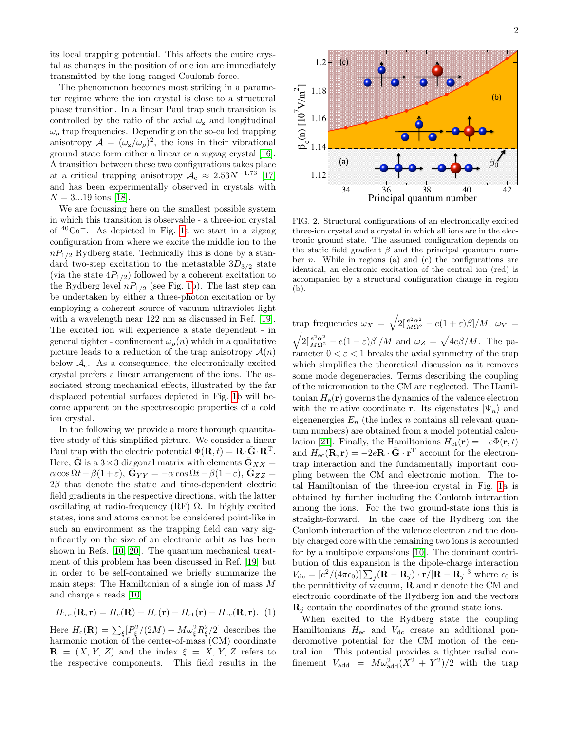its local trapping potential. This affects the entire crystal as changes in the position of one ion are immediately transmitted by the long-ranged Coulomb force.

The phenomenon becomes most striking in a parameter regime where the ion crystal is close to a structural phase transition. In a linear Paul trap such transition is controlled by the ratio of the axial $\omega_z$ and longitudinal $\omega_\rho$ trap frequencies. Depending on the so-called trapping anisotropy $\mathcal{A} = (\omega_z/\omega_\rho)^2$, the ions in their vibrational ground state form either a linear or a zigzag crystal [16]. A transition between these two configurations takes place at a critical trapping anisotropy $\mathcal{A}_c \approx 2.53N^{-1.73}$ [17] and has been experimentally observed in crystals with $N = 3...19$ ions [18].

We are focussing here on the smallest possible system in which this transition is observable - a three-ion crystal of $^{40}Ca^+$. As depicted in Fig. 1a we start in a zigzag configuration from where we excite the middle ion to the $nP_{1/2}$ Rydberg state. Technically this is done by a standard two-step excitation to the metastable $3D_{3/2}$ state (via the state $4P_{1/2}$) followed by a coherent excitation to the Rydberg level $nP_{1/2}$ (see Fig. 1b). The last step can be undertaken by either a three-photon excitation or by employing a coherent source of vacuum ultraviolet light with a wavelength near 122 nm as discussed in Ref. [19]. The excited ion will experience a state dependent - in general tighter - confinement $\omega_\rho(n)$ which in a qualitative picture leads to a reduction of the trap anisotropy $\mathcal{A}(n)$ below $\mathcal{A}_c$. As a consequence, the electronically excited crystal prefers a linear arrangement of the ions. The associated strong mechanical effects, illustrated by the far displaced potential surfaces depicted in Fig. 1b will become apparent on the spectroscopic properties of a cold ion crystal.

In the following we provide a more thorough quantitative study of this simplified picture. We consider a linear Paul trap with the electric potential $\Phi(\mathbf{R}, t) = \mathbf{R} \cdot \bar{\mathbf{G}} \cdot \mathbf{R}^{\mathrm{T}}$. Here, $\bar{\mathbf{G}}$ is a $3\times3$ diagonal matrix with elements $\bar{\mathbf{G}}_{XX} = \alpha\cos\Omega t - \beta(1+\varepsilon)$, $\bar{\mathbf{G}}_{YY} = -\alpha\cos\Omega t - \beta(1-\varepsilon)$, $\bar{\mathbf{G}}_{ZZ} = 2\beta$ that denote the static and time-dependent electric field gradients in the respective directions, with the latter oscillating at radio-frequency (RF) $\Omega$. In highly excited states, ions and atoms cannot be considered point-like in such an environment as the trapping field can vary significantly on the size of an electronic orbit as has been shown in Refs. [10, 20]. The quantum mechanical treatment of this problem has been discussed in Ref. [19] but in order to be self-contained we briefly summarize the main steps: The Hamiltonian of a single ion of mass $M$ and charge $e$ reads [10]

$$H_{\mathrm{ion}}(\mathbf{R}, \mathbf{r}) = H_{\mathrm{c}}(\mathbf{R}) + H_{\mathrm{e}}(\mathbf{r}) + H_{\mathrm{et}}(\mathbf{r}) + H_{\mathrm{ec}}(\mathbf{R}, \mathbf{r}). \quad (1)$$

Here $H_{\mathrm{c}}(\mathbf{R}) = \sum_\xi [P_\xi^2/(2M) + M\omega_\xi^2 R_\xi^2/2]$ describes the harmonic motion of the center-of-mass (CM) coordinate $\mathbf{R} = (X, Y, Z)$ and the index $\xi = X, Y, Z$ refers to the respective components. This field results in the trap frequencies $\omega_X = \sqrt{2[\frac{e^2\alpha^2}{M\Omega^2} - e(1+\varepsilon)\beta]/M}$, $\omega_Y = \sqrt{2[\frac{e^2\alpha^2}{M\Omega^2} - e(1-\varepsilon)\beta]/M}$ and $\omega_Z = \sqrt{4e\beta/M}$. The parameter $0 < \varepsilon < 1$ breaks the axial symmetry of the trap which simplifies the theoretical discussion as it removes some mode degeneracies. Terms describing the coupling of the micromotion to the CM are neglected. The Hamiltonian $H_{\mathrm{e}}(\mathbf{r})$ governs the dynamics of the valence electron with the relative coordinate $\mathbf{r}$. Its eigenstates $|\Psi_n\rangle$ and eigenenergies $E_n$ (the index $n$ contains all relevant quantum numbers) are obtained from a model potential calculation [21]. Finally, the Hamiltonians $H_{\mathrm{et}}(\mathbf{r}) = -e\Phi(\mathbf{r}, t)$ and $H_{\mathrm{ec}}(\mathbf{R}, \mathbf{r}) = -2e\mathbf{R} \cdot \bar{\mathbf{G}} \cdot \mathbf{r}^{\mathrm{T}}$ account for the electron-trap interaction and the fundamentally important coupling between the CM and electronic motion. The total Hamiltonian of the three-ion crystal in Fig. 1a is obtained by further including the Coulomb interaction among the ions. For the two ground-state ions this is straight-forward. In the case of the Rydberg ion the Coulomb interaction of the valence electron and the doubly charged core with the remaining two ions is accounted for by a multipole expansions [10]. The dominant contribution of this expansion is the dipole-charge interaction $V_{\mathrm{dc}} = [e^2/(4\pi\epsilon_0)] \sum_j (\mathbf{R} - \mathbf{R}_j) \cdot \mathbf{r}/|\mathbf{R} - \mathbf{R}_j|^3$ where $\epsilon_0$ is the permittivity of vacuum, $\mathbf{R}$ and $\mathbf{r}$ denote the CM and electronic coordinate of the Rydberg ion and the vectors $\mathbf{R}_j$ contain the coordinates of the ground state ions.

FIG. 2. Structural configurations of an electronically excited three-ion crystal and a crystal in which all ions are in the electronic ground state. The assumed configuration depends on the static field gradient $\beta$ and the principal quantum number $n$. While in regions (a) and (c) the configurations are identical, an electronic excitation of the central ion (red) is accompanied by a structural configuration change in region (b).

When excited to the Rydberg state the coupling Hamiltonians $H_{\mathrm{ec}}$ and $V_{\mathrm{dc}}$ create an additional ponderomotive potential for the CM motion of the central ion. This potential provides a tighter radial confinement $V_{\mathrm{add}} = M\omega_{\mathrm{add}}^2(X^2 + Y^2)/2$ with the trap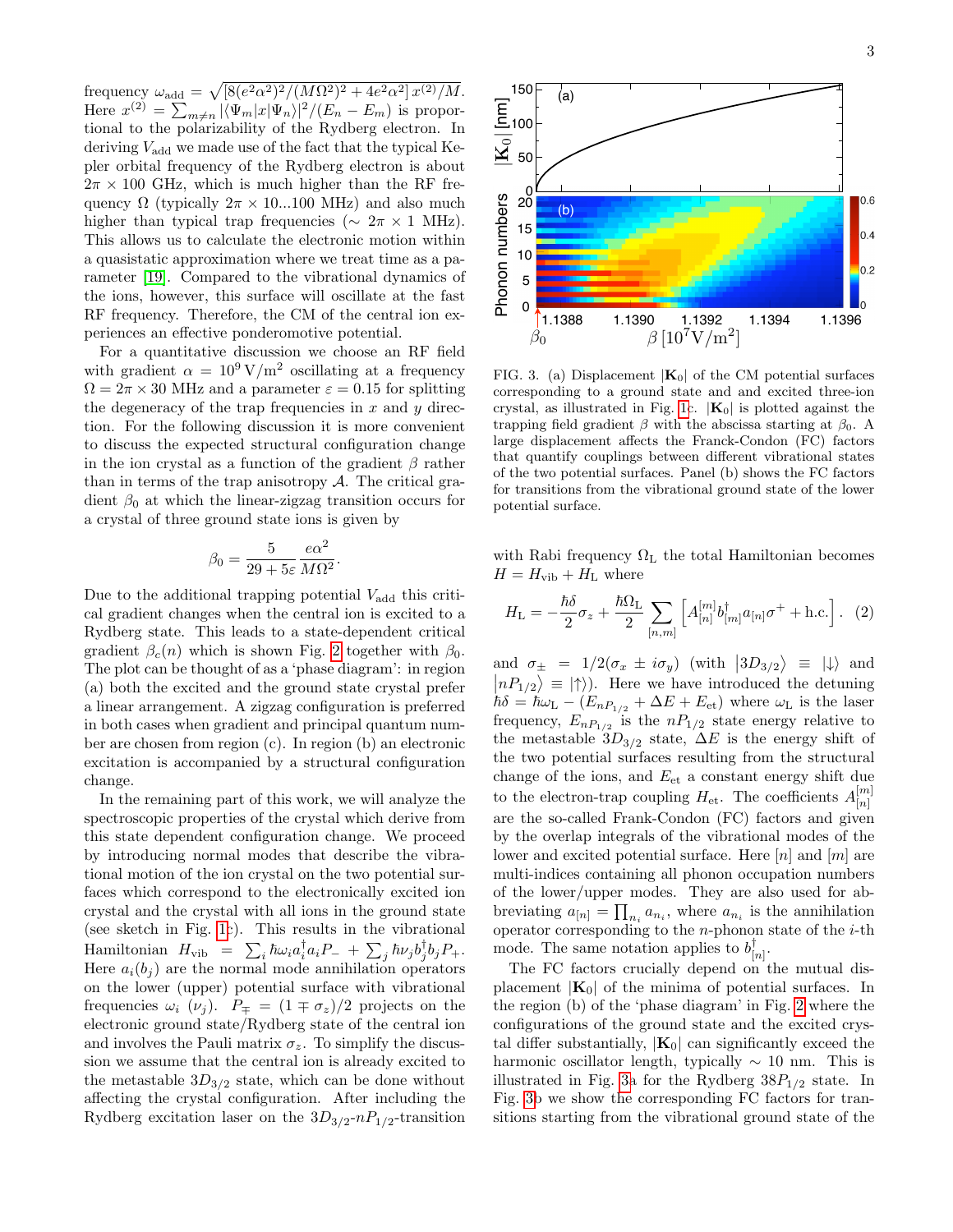frequency $\omega_{\text{add}} = \sqrt{[8(e^2\alpha^2)^2/(M\Omega^2)^2 + 4e^2\alpha^2]\,x^{(2)}/M}$. Here $x^{(2)} = \sum_{m\neq n} |\langle\Psi_m|x|\Psi_n\rangle|^2/(E_n - E_m)$ is proportional to the polarizability of the Rydberg electron. In deriving $V_{\text{add}}$ we made use of the fact that the typical Kepler orbital frequency of the Rydberg electron is about $2\pi \times 100$ GHz, which is much higher than the RF frequency $\Omega$ (typically $2\pi \times 10...100$ MHz) and also much higher than typical trap frequencies ($\sim 2\pi \times 1$ MHz). This allows us to calculate the electronic motion within a quasistatic approximation where we treat time as a parameter [19]. Compared to the vibrational dynamics of the ions, however, this surface will oscillate at the fast RF frequency. Therefore, the CM of the central ion experiences an effective ponderomotive potential.

For a quantitative discussion we choose an RF field with gradient $\alpha = 10^9\,\text{V/m}^2$ oscillating at a frequency $\Omega = 2\pi \times 30$ MHz and a parameter $\varepsilon = 0.15$ for splitting the degeneracy of the trap frequencies in $x$ and $y$ direction. For the following discussion it is more convenient to discuss the expected structural configuration change in the ion crystal as a function of the gradient $\beta$ rather than in terms of the trap anisotropy $\mathcal{A}$. The critical gradient $\beta_0$ at which the linear-zigzag transition occurs for a crystal of three ground state ions is given by

$$\beta_0 = \frac{5}{29 + 5\varepsilon}\frac{e\alpha^2}{M\Omega^2}.$$

Due to the additional trapping potential $V_{\text{add}}$ this critical gradient changes when the central ion is excited to a Rydberg state. This leads to a state-dependent critical gradient $\beta_c(n)$ which is shown Fig. 2 together with $\beta_0$. The plot can be thought of as a 'phase diagram': in region (a) both the excited and the ground state crystal prefer a linear arrangement. A zigzag configuration is preferred in both cases when gradient and principal quantum number are chosen from region (c). In region (b) an electronic excitation is accompanied by a structural configuration change.

In the remaining part of this work, we will analyze the spectroscopic properties of the crystal which derive from this state dependent configuration change. We proceed by introducing normal modes that describe the vibrational motion of the ion crystal on the two potential surfaces which correspond to the electronically excited ion crystal and the crystal with all ions in the ground state (see sketch in Fig. 1c). This results in the vibrational Hamiltonian $H_{\text{vib}} = \sum_i \hbar\omega_i a_i^\dagger a_i P_- + \sum_j \hbar\nu_j b_j^\dagger b_j P_+$. Here $a_i (b_j)$ are the normal mode annihilation operators on the lower (upper) potential surface with vibrational frequencies $\omega_i$ ($\nu_j$). $P_\mp = (1 \mp \sigma_z)/2$ projects on the electronic ground state/Rydberg state of the central ion and involves the Pauli matrix $\sigma_z$. To simplify the discussion we assume that the central ion is already excited to the metastable $3D_{3/2}$ state, which can be done without affecting the crystal configuration. After including the Rydberg excitation laser on the $3D_{3/2}$-$nP_{1/2}$-transition with Rabi frequency $\Omega_{\text{L}}$ the total Hamiltonian becomes $H = H_{\text{vib}} + H_{\text{L}}$ where

$$H_{\text{L}} = -\frac{\hbar\delta}{2}\sigma_z + \frac{\hbar\Omega_{\text{L}}}{2}\sum_{[n,m]}\left[A_{[n]}^{[m]} b_{[m]}^\dagger a_{[n]}\sigma^+ + \text{h.c.}\right]. \quad (2)$$

and $\sigma_\pm = 1/2(\sigma_x \pm i\sigma_y)$ (with $|3D_{3/2}\rangle \equiv |\downarrow\rangle$ and $|nP_{1/2}\rangle \equiv |\uparrow\rangle$). Here we have introduced the detuning $\hbar\delta = \hbar\omega_{\text{L}} - (E_{nP_{1/2}} + \Delta E + E_{\text{et}})$ where $\omega_{\text{L}}$ is the laser frequency, $E_{nP_{1/2}}$ is the $nP_{1/2}$ state energy relative to the metastable $3D_{3/2}$ state, $\Delta E$ is the energy shift of the two potential surfaces resulting from the structural change of the ions, and $E_{\text{et}}$ a constant energy shift due to the electron-trap coupling $H_{\text{et}}$. The coefficients $A_{[n]}^{[m]}$ are the so-called Frank-Condon (FC) factors and given by the overlap integrals of the vibrational modes of the lower and excited potential surface. Here $[n]$ and $[m]$ are multi-indices containing all phonon occupation numbers of the lower/upper modes. They are also used for abbreviating $a_{[n]} = \prod_{n_i} a_{n_i}$, where $a_{n_i}$ is the annihilation operator corresponding to the $n$-phonon state of the $i$-th mode. The same notation applies to $b_{[n]}^\dagger$.

The FC factors crucially depend on the mutual displacement $|\mathbf{K}_0|$ of the minima of potential surfaces. In the region (b) of the 'phase diagram' in Fig. 2 where the configurations of the ground state and the excited crystal differ substantially, $|\mathbf{K}_0|$ can significantly exceed the harmonic oscillator length, typically $\sim 10$ nm. This is illustrated in Fig. 3a for the Rydberg $38P_{1/2}$ state. In Fig. 3b we show the corresponding FC factors for transitions starting from the vibrational ground state of the

FIG. 3. (a) Displacement $|\mathbf{K}_0|$ of the CM potential surfaces corresponding to a ground state and and excited three-ion crystal, as illustrated in Fig. 1c. $|\mathbf{K}_0|$ is plotted against the trapping field gradient $\beta$ with the abscissa starting at $\beta_0$. A large displacement affects the Franck-Condon (FC) factors that quantify couplings between different vibrational states of the two potential surfaces. Panel (b) shows the FC factors for transitions from the vibrational ground state of the lower potential surface.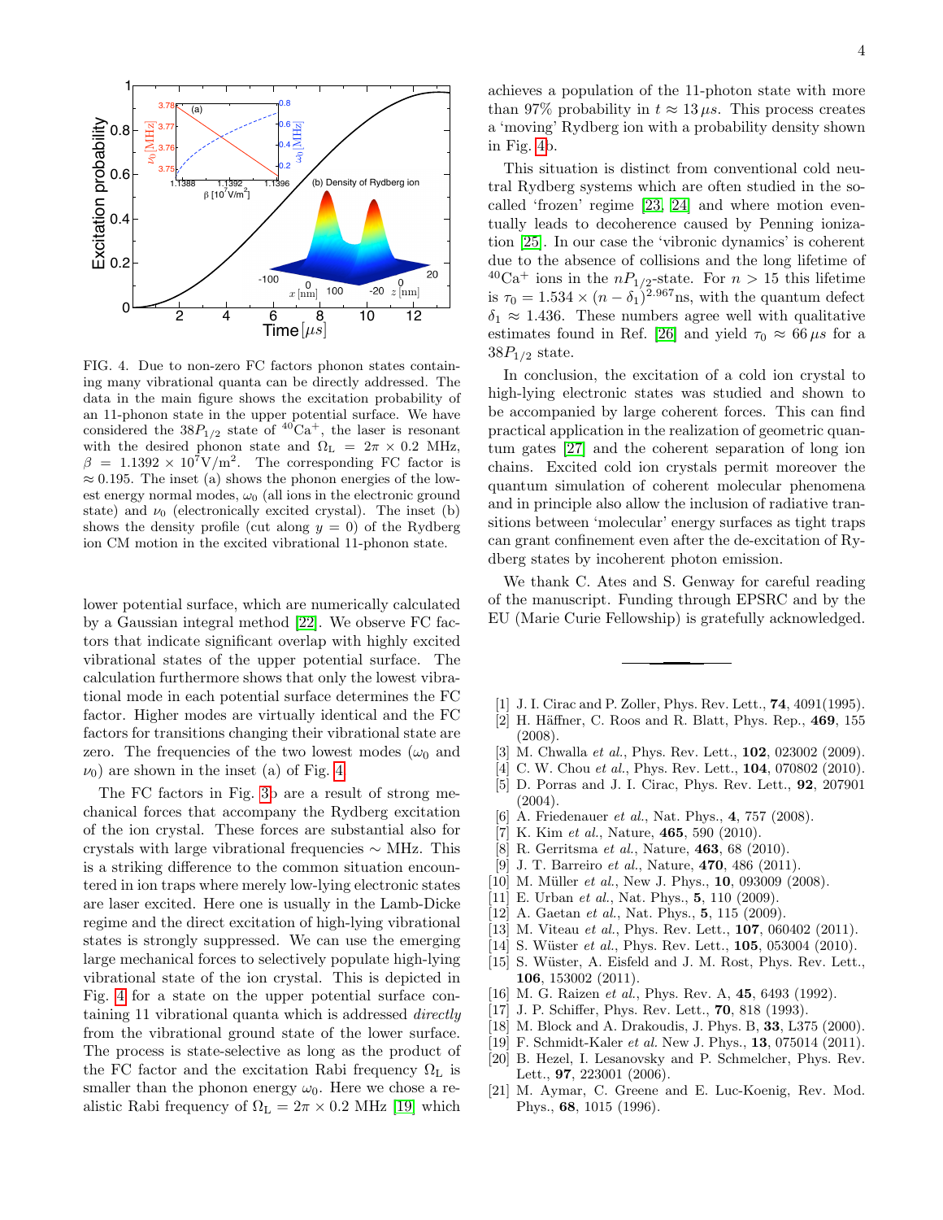FIG. 4. Due to non-zero FC factors phonon states containing many vibrational quanta can be directly addressed. The data in the main figure shows the excitation probability of an 11-phonon state in the upper potential surface. We have considered the $38P_{1/2}$ state of $^{40}\mathrm{Ca}^+$, the laser is resonant with the desired phonon state and $\Omega_\mathrm{L} = 2\pi \times 0.2$ MHz, $\beta = 1.1392 \times 10^7 \mathrm{V/m}^2$. The corresponding FC factor is $\approx 0.195$. The inset (a) shows the phonon energies of the lowest energy normal modes, $\omega_0$ (all ions in the electronic ground state) and $\nu_0$ (electronically excited crystal). The inset (b) shows the density profile (cut along $y = 0$) of the Rydberg ion CM motion in the excited vibrational 11-phonon state.

lower potential surface, which are numerically calculated by a Gaussian integral method [22]. We observe FC factors that indicate significant overlap with highly excited vibrational states of the upper potential surface. The calculation furthermore shows that only the lowest vibrational mode in each potential surface determines the FC factor. Higher modes are virtually identical and the FC factors for transitions changing their vibrational state are zero. The frequencies of the two lowest modes ($\omega_0$ and $\nu_0$) are shown in the inset (a) of Fig. 4.

The FC factors in Fig. 3b are a result of strong mechanical forces that accompany the Rydberg excitation of the ion crystal. These forces are substantial also for crystals with large vibrational frequencies $\sim$ MHz. This is a striking difference to the common situation encountered in ion traps where merely low-lying electronic states are laser excited. Here one is usually in the Lamb-Dicke regime and the direct excitation of high-lying vibrational states is strongly suppressed. We can use the emerging large mechanical forces to selectively populate high-lying vibrational state of the ion crystal. This is depicted in Fig. 4 for a state on the upper potential surface containing 11 vibrational quanta which is addressed *directly* from the vibrational ground state of the lower surface. The process is state-selective as long as the product of the FC factor and the excitation Rabi frequency $\Omega_\mathrm{L}$ is smaller than the phonon energy $\omega_0$. Here we chose a realistic Rabi frequency of $\Omega_\mathrm{L} = 2\pi \times 0.2$ MHz [19] which achieves a population of the 11-photon state with more than 97% probability in $t \approx 13\,\mu s$. This process creates a 'moving' Rydberg ion with a probability density shown in Fig. 4b.

This situation is distinct from conventional cold neutral Rydberg systems which are often studied in the so-called 'frozen' regime [23, 24] and where motion eventually leads to decoherence caused by Penning ionization [25]. In our case the 'vibronic dynamics' is coherent due to the absence of collisions and the long lifetime of $^{40}\mathrm{Ca}^+$ ions in the $nP_{1/2}$-state. For $n > 15$ this lifetime is $\tau_0 = 1.534 \times (n - \delta_1)^{2.967}$ns, with the quantum defect $\delta_1 \approx 1.436$. These numbers agree well with qualitative estimates found in Ref. [26] and yield $\tau_0 \approx 66\,\mu s$ for a $38P_{1/2}$ state.

In conclusion, the excitation of a cold ion crystal to high-lying electronic states was studied and shown to be accompanied by large coherent forces. This can find practical application in the realization of geometric quantum gates [27] and the coherent separation of long ion chains. Excited cold ion crystals permit moreover the quantum simulation of coherent molecular phenomena and in principle also allow the inclusion of radiative transitions between 'molecular' energy surfaces as tight traps can grant confinement even after the de-excitation of Rydberg states by incoherent photon emission.

We thank C. Ates and S. Genway for careful reading of the manuscript. Funding through EPSRC and by the EU (Marie Curie Fellowship) is gratefully acknowledged.

---

[1] J. I. Cirac and P. Zoller, Phys. Rev. Lett., **74**, 4091(1995).
[2] H. Häffner, C. Roos and R. Blatt, Phys. Rep., **469**, 155 (2008).
[3] M. Chwalla *et al.*, Phys. Rev. Lett., **102**, 023002 (2009).
[4] C. W. Chou *et al.*, Phys. Rev. Lett., **104**, 070802 (2010).
[5] D. Porras and J. I. Cirac, Phys. Rev. Lett., **92**, 207901 (2004).
[6] A. Friedenauer *et al.*, Nat. Phys., **4**, 757 (2008).
[7] K. Kim *et al.*, Nature, **465**, 590 (2010).
[8] R. Gerritsma *et al.*, Nature, **463**, 68 (2010).
[9] J. T. Barreiro *et al.*, Nature, **470**, 486 (2011).
[10] M. Müller *et al.*, New J. Phys., **10**, 093009 (2008).
[11] E. Urban *et al.*, Nat. Phys., **5**, 110 (2009).
[12] A. Gaetan *et al.*, Nat. Phys., **5**, 115 (2009).
[13] M. Viteau *et al.*, Phys. Rev. Lett., **107**, 060402 (2011).
[14] S. Wüster *et al.*, Phys. Rev. Lett., **105**, 053004 (2010).
[15] S. Wüster, A. Eisfeld and J. M. Rost, Phys. Rev. Lett., **106**, 153002 (2011).
[16] M. G. Raizen *et al.*, Phys. Rev. A, **45**, 6493 (1992).
[17] J. P. Schiffer, Phys. Rev. Lett., **70**, 818 (1993).
[18] M. Block and A. Drakoudis, J. Phys. B, **33**, L375 (2000).
[19] F. Schmidt-Kaler *et al.* New J. Phys., **13**, 075014 (2011).
[20] B. Hezel, I. Lesanovsky and P. Schmelcher, Phys. Rev. Lett., **97**, 223001 (2006).
[21] M. Aymar, C. Greene and E. Luc-Koenig, Rev. Mod. Phys., **68**, 1015 (1996).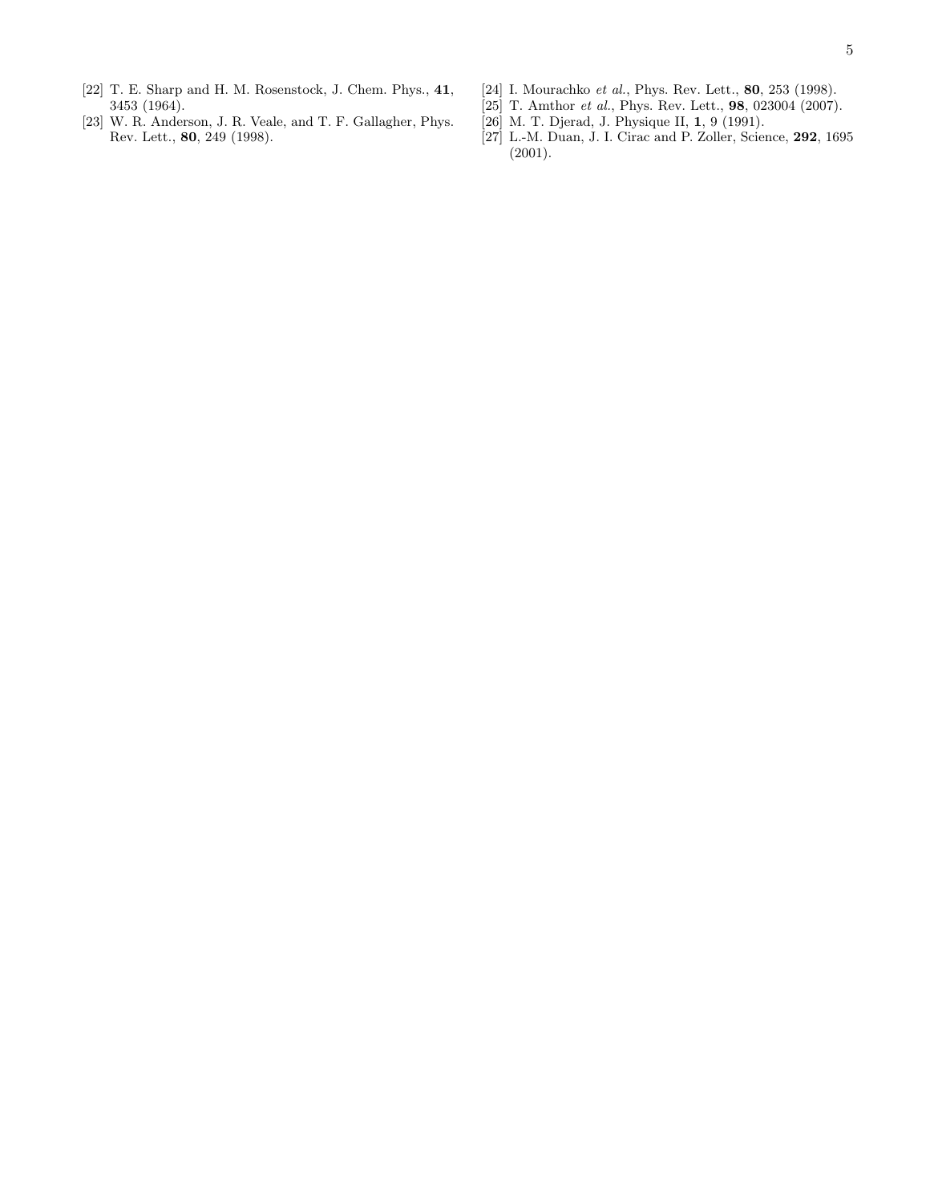[22] T. E. Sharp and H. M. Rosenstock, J. Chem. Phys., **41**, 3453 (1964).

[23] W. R. Anderson, J. R. Veale, and T. F. Gallagher, Phys. Rev. Lett., **80**, 249 (1998).

[24] I. Mourachko *et al.*, Phys. Rev. Lett., **80**, 253 (1998).

[25] T. Amthor *et al.*, Phys. Rev. Lett., **98**, 023004 (2007).

[26] M. T. Djerad, J. Physique II, **1**, 9 (1991).

[27] L.-M. Duan, J. I. Cirac and P. Zoller, Science, **292**, 1695 (2001).